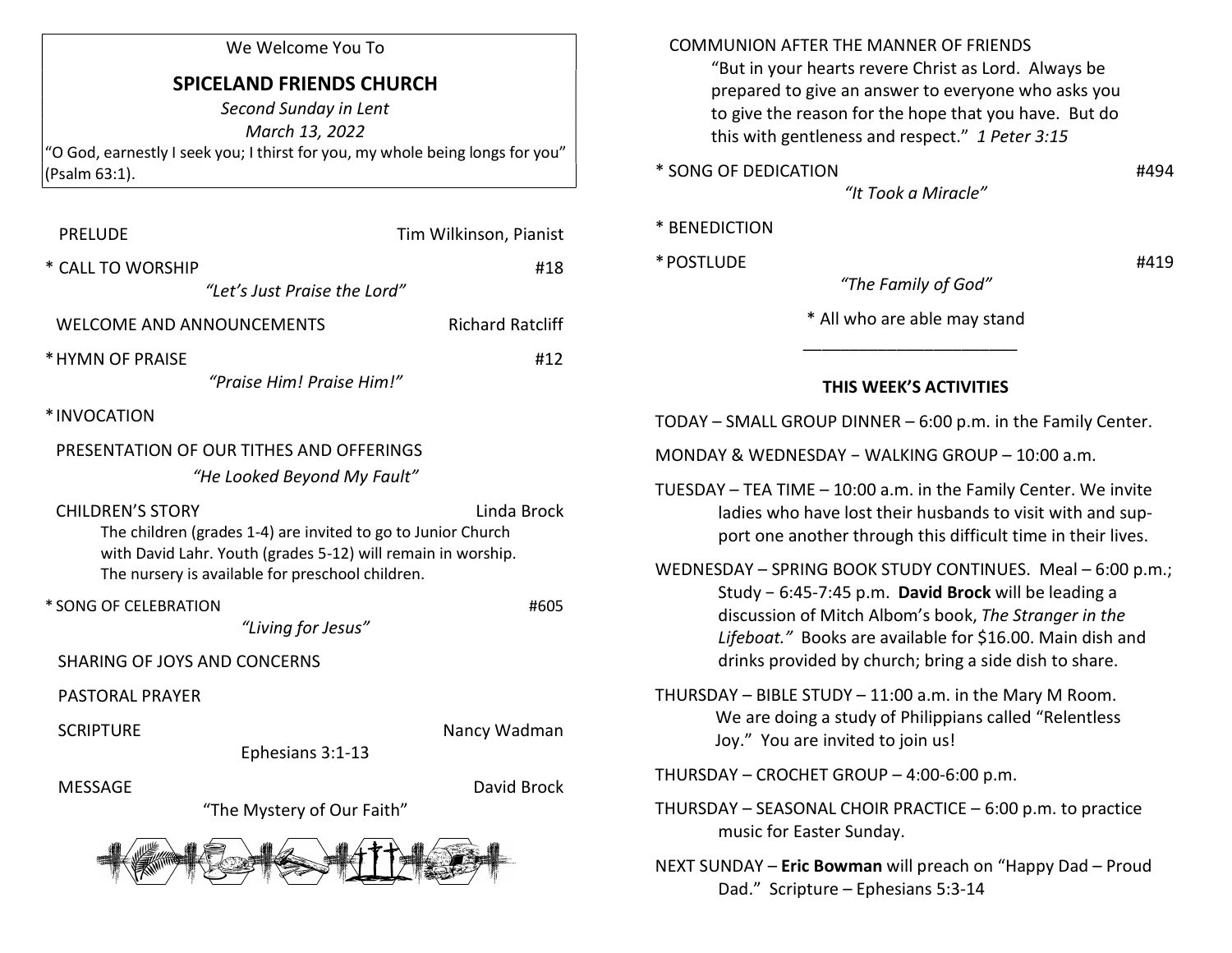We Welcome You To

# SPICELAND FRIENDS CHURCH

*Second Sunday in Lent*

*March 13, 2022*

"O God, earnestly I seek you; I thirst for you, my whole being longs for you" (Psalm 63:1).

PRELUDE — Tim Wilkinson, Pianist

\* CALL TO WORSHIP — #18
*"Let's Just Praise the Lord"*

WELCOME AND ANNOUNCEMENTS — Richard Ratcliff

\* HYMN OF PRAISE — #12
*"Praise Him! Praise Him!"*

\* INVOCATION

PRESENTATION OF OUR TITHES AND OFFERINGS
*"He Looked Beyond My Fault"*

CHILDREN'S STORY — Linda Brock
The children (grades 1-4) are invited to go to Junior Church with David Lahr. Youth (grades 5-12) will remain in worship. The nursery is available for preschool children.

\* SONG OF CELEBRATION — #605
*"Living for Jesus"*

SHARING OF JOYS AND CONCERNS

PASTORAL PRAYER

SCRIPTURE — Nancy Wadman
Ephesians 3:1-13

MESSAGE — David Brock
"The Mystery of Our Faith"

COMMUNION AFTER THE MANNER OF FRIENDS
"But in your hearts revere Christ as Lord. Always be prepared to give an answer to everyone who asks you to give the reason for the hope that you have. But do this with gentleness and respect." *1 Peter 3:15*

\* SONG OF DEDICATION — #494
*"It Took a Miracle"*

\* BENEDICTION

\* POSTLUDE — #419
*"The Family of God"*

\* All who are able may stand

______________________

## THIS WEEK'S ACTIVITIES

TODAY – SMALL GROUP DINNER – 6:00 p.m. in the Family Center.

MONDAY & WEDNESDAY – WALKING GROUP – 10:00 a.m.

TUESDAY – TEA TIME – 10:00 a.m. in the Family Center. We invite ladies who have lost their husbands to visit with and support one another through this difficult time in their lives.

WEDNESDAY – SPRING BOOK STUDY CONTINUES. Meal – 6:00 p.m.; Study – 6:45-7:45 p.m. **David Brock** will be leading a discussion of Mitch Albom's book, *The Stranger in the Lifeboat."* Books are available for $16.00. Main dish and drinks provided by church; bring a side dish to share.

THURSDAY – BIBLE STUDY – 11:00 a.m. in the Mary M Room. We are doing a study of Philippians called "Relentless Joy." You are invited to join us!

THURSDAY – CROCHET GROUP – 4:00-6:00 p.m.

THURSDAY – SEASONAL CHOIR PRACTICE – 6:00 p.m. to practice music for Easter Sunday.

NEXT SUNDAY – **Eric Bowman** will preach on "Happy Dad – Proud Dad." Scripture – Ephesians 5:3-14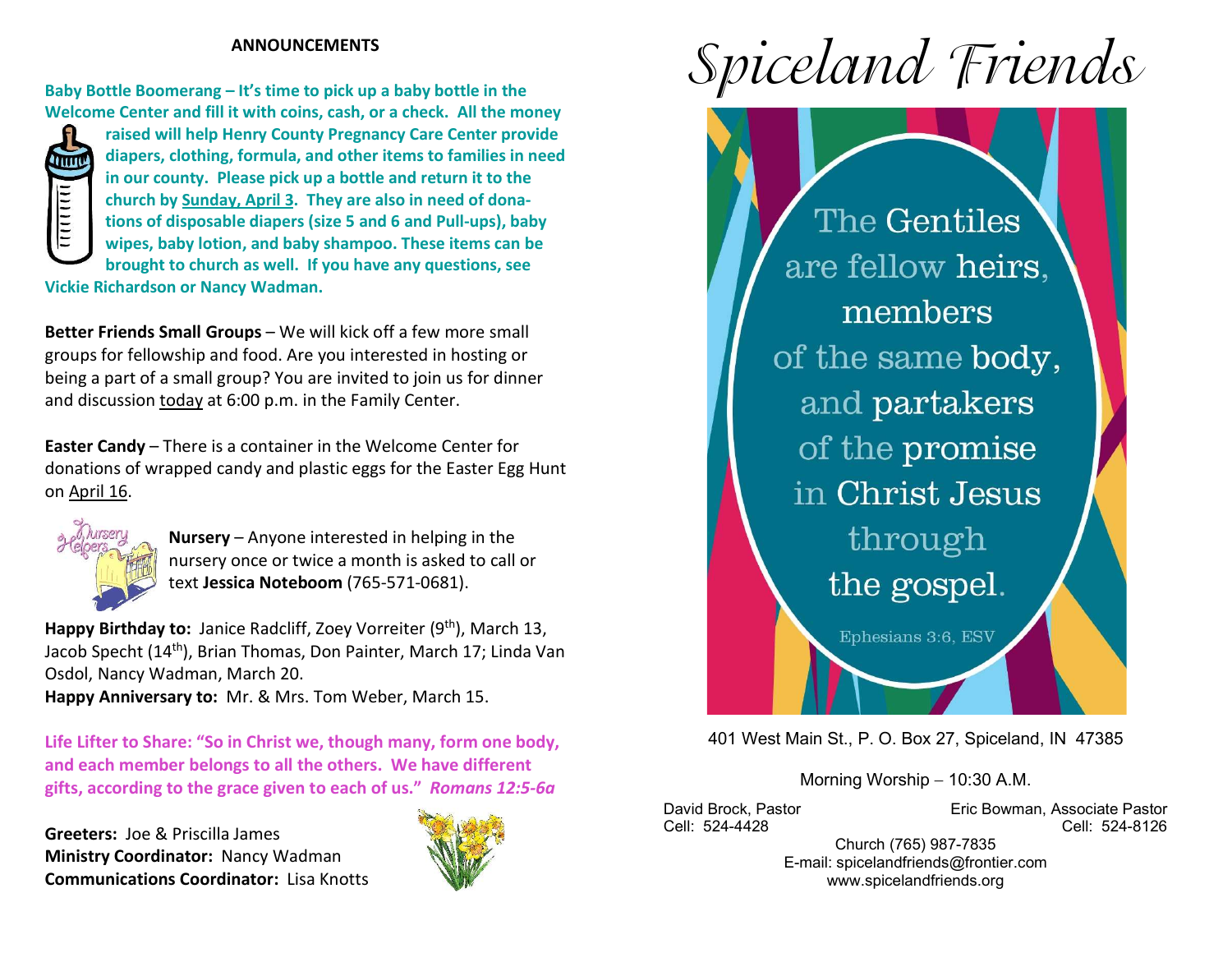## ANNOUNCEMENTS

**Baby Bottle Boomerang – It's time to pick up a baby bottle in the Welcome Center and fill it with coins, cash, or a check. All the money raised will help Henry County Pregnancy Care Center provide diapers, clothing, formula, and other items to families in need in our county. Please pick up a bottle and return it to the church by Sunday, April 3. They are also in need of donations of disposable diapers (size 5 and 6 and Pull-ups), baby wipes, baby lotion, and baby shampoo. These items can be brought to church as well. If you have any questions, see Vickie Richardson or Nancy Wadman.**

**Better Friends Small Groups** – We will kick off a few more small groups for fellowship and food. Are you interested in hosting or being a part of a small group? You are invited to join us for dinner and discussion today at 6:00 p.m. in the Family Center.

**Easter Candy** – There is a container in the Welcome Center for donations of wrapped candy and plastic eggs for the Easter Egg Hunt on April 16.

**Nursery** – Anyone interested in helping in the nursery once or twice a month is asked to call or text **Jessica Noteboom** (765-571-0681).

**Happy Birthday to:** Janice Radcliff, Zoey Vorreiter (9th), March 13, Jacob Specht (14th), Brian Thomas, Don Painter, March 17; Linda Van Osdol, Nancy Wadman, March 20.

**Happy Anniversary to:** Mr. & Mrs. Tom Weber, March 15.

**Life Lifter to Share: "So in Christ we, though many, form one body, and each member belongs to all the others. We have different gifts, according to the grace given to each of us."** ***Romans 12:5-6a***

**Greeters:** Joe & Priscilla James
**Ministry Coordinator:** Nancy Wadman
**Communications Coordinator:** Lisa Knotts

# *Spiceland Friends*

The Gentiles are fellow heirs, members of the same body, and partakers of the promise in Christ Jesus through the gospel.

Ephesians 3:6, ESV

401 West Main St., P. O. Box 27, Spiceland, IN 47385

Morning Worship – 10:30 A.M.

David Brock, Pastor
Cell: 524-4428

Eric Bowman, Associate Pastor
Cell: 524-8126

Church (765) 987-7835
E-mail: spicelandfriends@frontier.com
www.spicelandfriends.org